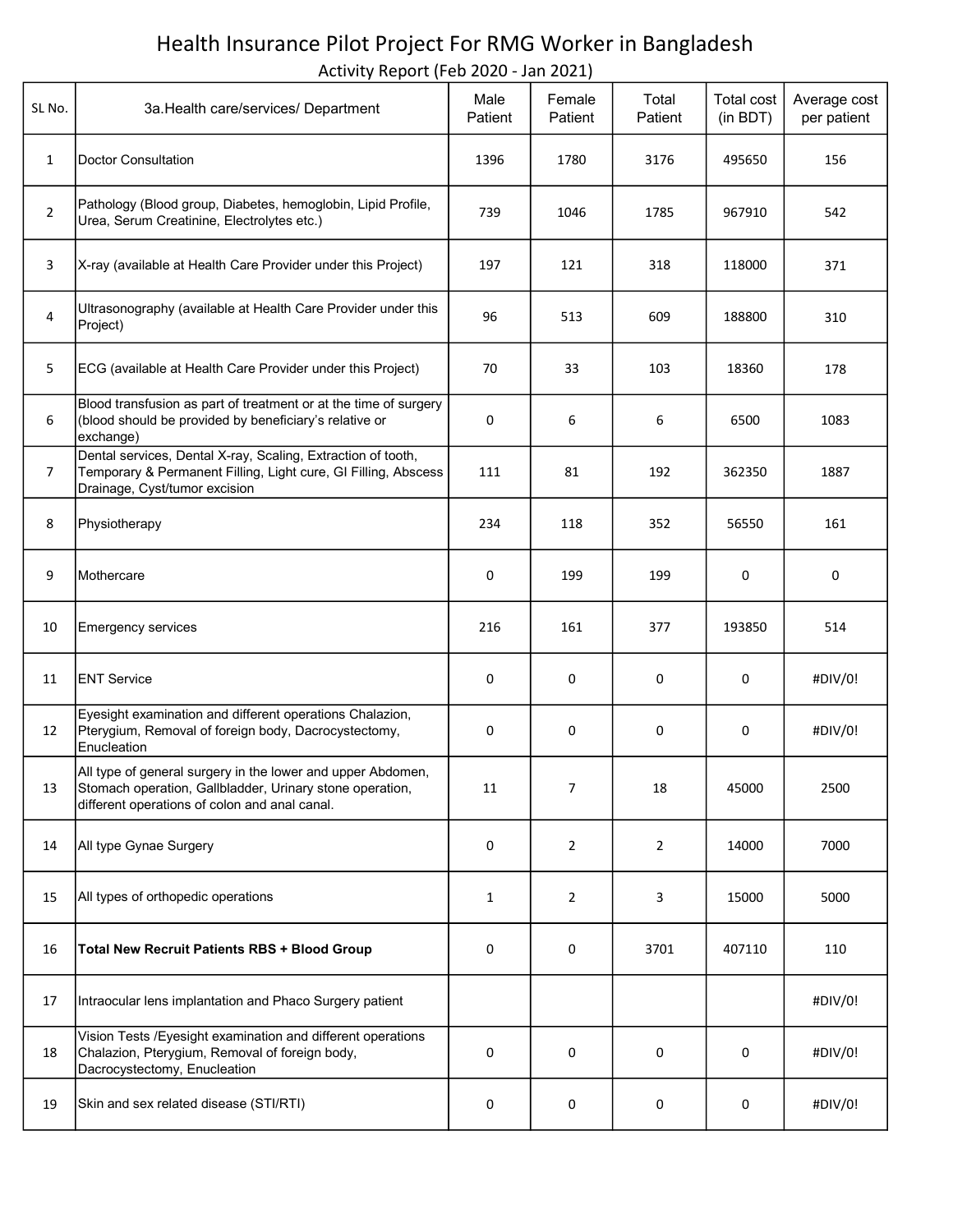# Health Insurance Pilot Project For RMG Worker in Bangladesh

Activity Report (Feb 2020 - Jan 2021)

| SL No. | 3a.Health care/services/ Department | Male Patient | Female Patient | Total Patient | Total cost (in BDT) | Average cost per patient |
|---|---|---|---|---|---|---|
| 1 | Doctor Consultation | 1396 | 1780 | 3176 | 495650 | 156 |
| 2 | Pathology (Blood group, Diabetes, hemoglobin, Lipid Profile, Urea, Serum Creatinine, Electrolytes etc.) | 739 | 1046 | 1785 | 967910 | 542 |
| 3 | X-ray (available at Health Care Provider under this Project) | 197 | 121 | 318 | 118000 | 371 |
| 4 | Ultrasonography (available at Health Care Provider under this Project) | 96 | 513 | 609 | 188800 | 310 |
| 5 | ECG (available at Health Care Provider under this Project) | 70 | 33 | 103 | 18360 | 178 |
| 6 | Blood transfusion as part of treatment or at the time of surgery (blood should be provided by beneficiary's relative or exchange) | 0 | 6 | 6 | 6500 | 1083 |
| 7 | Dental services, Dental X-ray, Scaling, Extraction of tooth, Temporary & Permanent Filling, Light cure, GI Filling, Abscess Drainage, Cyst/tumor excision | 111 | 81 | 192 | 362350 | 1887 |
| 8 | Physiotherapy | 234 | 118 | 352 | 56550 | 161 |
| 9 | Mothercare | 0 | 199 | 199 | 0 | 0 |
| 10 | Emergency services | 216 | 161 | 377 | 193850 | 514 |
| 11 | ENT Service | 0 | 0 | 0 | 0 | #DIV/0! |
| 12 | Eyesight examination and different operations Chalazion, Pterygium, Removal of foreign body, Dacrocystectomy, Enucleation | 0 | 0 | 0 | 0 | #DIV/0! |
| 13 | All type of general surgery in the lower and upper Abdomen, Stomach operation, Gallbladder, Urinary stone operation, different operations of colon and anal canal. | 11 | 7 | 18 | 45000 | 2500 |
| 14 | All type Gynae Surgery | 0 | 2 | 2 | 14000 | 7000 |
| 15 | All types of orthopedic operations | 1 | 2 | 3 | 15000 | 5000 |
| 16 | **Total New Recruit Patients RBS + Blood Group** | 0 | 0 | 3701 | 407110 | 110 |
| 17 | Intraocular lens implantation and Phaco Surgery patient | | | | | #DIV/0! |
| 18 | Vision Tests /Eyesight examination and different operations Chalazion, Pterygium, Removal of foreign body, Dacrocystectomy, Enucleation | 0 | 0 | 0 | 0 | #DIV/0! |
| 19 | Skin and sex related disease (STI/RTI) | 0 | 0 | 0 | 0 | #DIV/0! |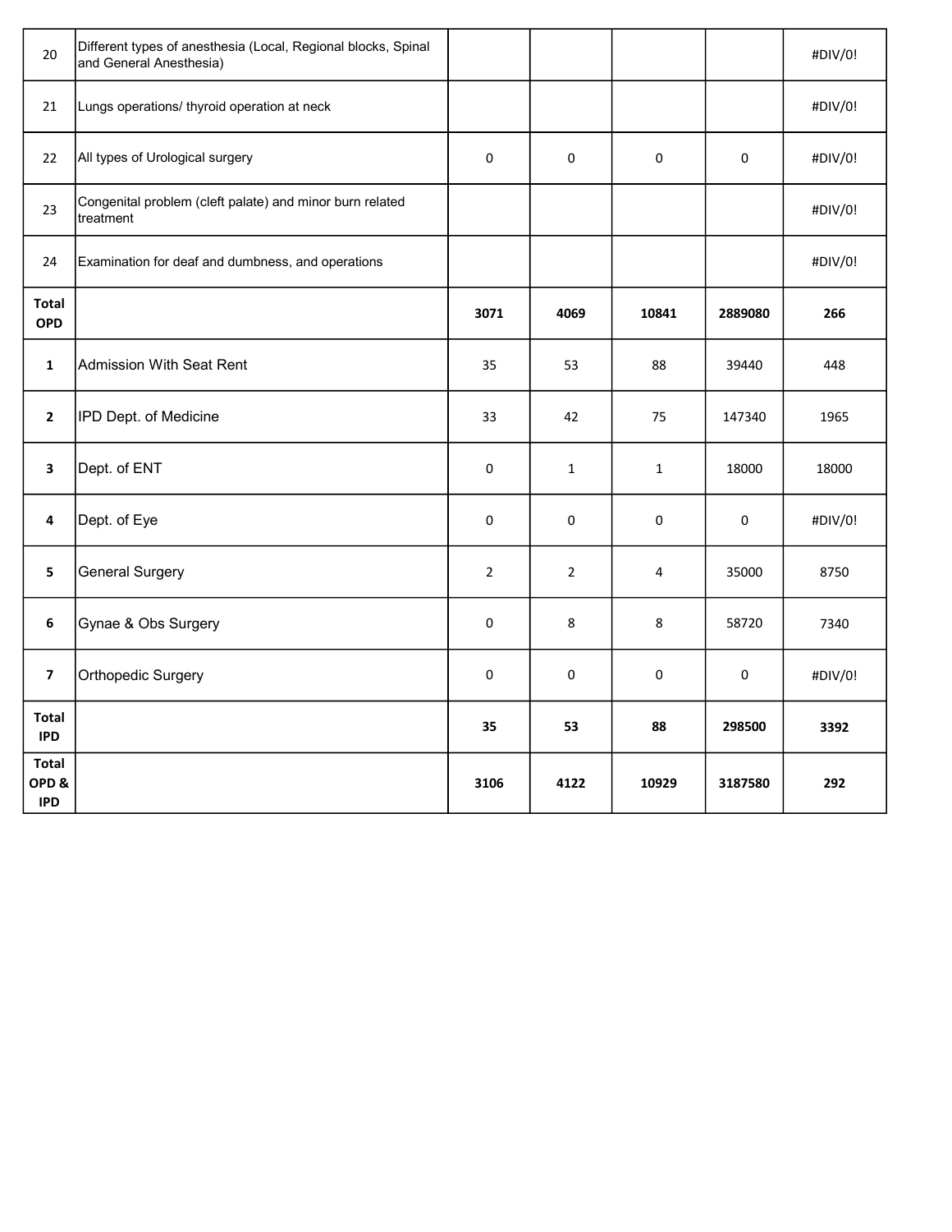| | | | | | | |
|---|---|---|---|---|---|---|
| 20 | Different types of anesthesia (Local, Regional blocks, Spinal and General Anesthesia) | | | | | #DIV/0! |
| 21 | Lungs operations/ thyroid operation at neck | | | | | #DIV/0! |
| 22 | All types of Urological surgery | 0 | 0 | 0 | 0 | #DIV/0! |
| 23 | Congenital problem (cleft palate) and minor burn related treatment | | | | | #DIV/0! |
| 24 | Examination for deaf and dumbness, and operations | | | | | #DIV/0! |
| **Total OPD** | | **3071** | **4069** | **10841** | **2889080** | **266** |
| **1** | Admission With Seat Rent | 35 | 53 | 88 | 39440 | 448 |
| **2** | IPD Dept. of Medicine | 33 | 42 | 75 | 147340 | 1965 |
| **3** | Dept. of ENT | 0 | 1 | 1 | 18000 | 18000 |
| **4** | Dept. of Eye | 0 | 0 | 0 | 0 | #DIV/0! |
| **5** | General Surgery | 2 | 2 | 4 | 35000 | 8750 |
| **6** | Gynae & Obs Surgery | 0 | 8 | 8 | 58720 | 7340 |
| **7** | Orthopedic Surgery | 0 | 0 | 0 | 0 | #DIV/0! |
| **Total IPD** | | **35** | **53** | **88** | **298500** | **3392** |
| **Total OPD & IPD** | | **3106** | **4122** | **10929** | **3187580** | **292** |